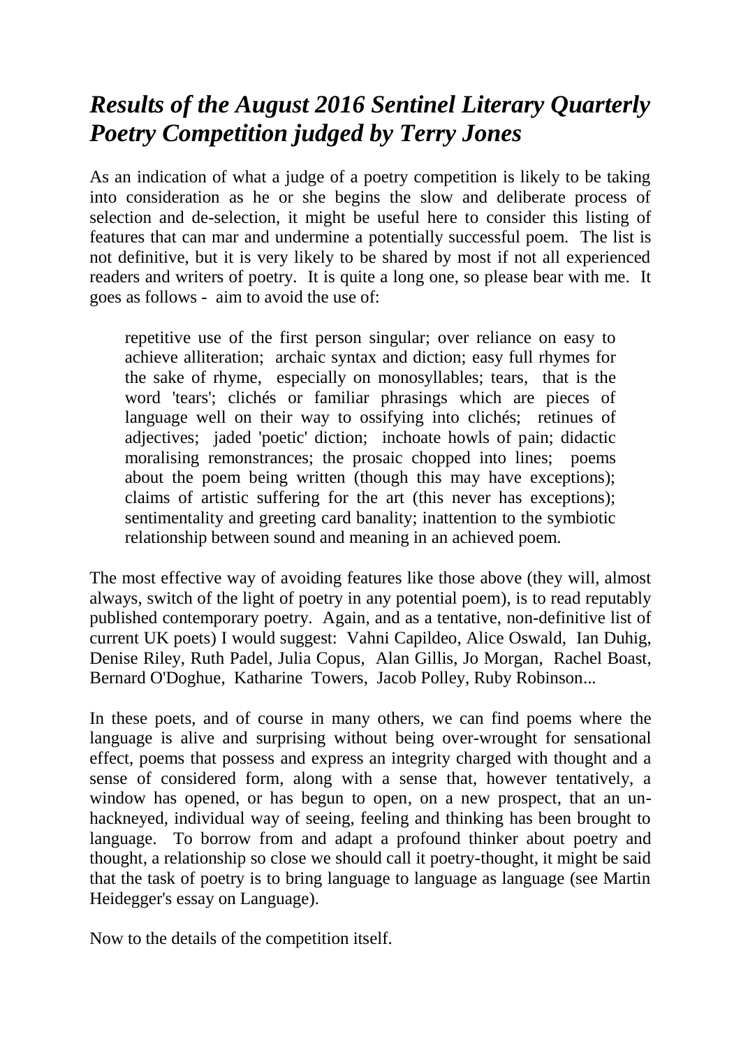# *Results of the August 2016 Sentinel Literary Quarterly Poetry Competition judged by Terry Jones*

As an indication of what a judge of a poetry competition is likely to be taking into consideration as he or she begins the slow and deliberate process of selection and de-selection, it might be useful here to consider this listing of features that can mar and undermine a potentially successful poem. The list is not definitive, but it is very likely to be shared by most if not all experienced readers and writers of poetry. It is quite a long one, so please bear with me. It goes as follows - aim to avoid the use of:

> repetitive use of the first person singular; over reliance on easy to achieve alliteration; archaic syntax and diction; easy full rhymes for the sake of rhyme, especially on monosyllables; tears, that is the word 'tears'; clichés or familiar phrasings which are pieces of language well on their way to ossifying into clichés; retinues of adjectives; jaded 'poetic' diction; inchoate howls of pain; didactic moralising remonstrances; the prosaic chopped into lines; poems about the poem being written (though this may have exceptions); claims of artistic suffering for the art (this never has exceptions); sentimentality and greeting card banality; inattention to the symbiotic relationship between sound and meaning in an achieved poem.

The most effective way of avoiding features like those above (they will, almost always, switch of the light of poetry in any potential poem), is to read reputably published contemporary poetry. Again, and as a tentative, non-definitive list of current UK poets) I would suggest: Vahni Capildeo, Alice Oswald, Ian Duhig, Denise Riley, Ruth Padel, Julia Copus, Alan Gillis, Jo Morgan, Rachel Boast, Bernard O'Doghue, Katharine Towers, Jacob Polley, Ruby Robinson...

In these poets, and of course in many others, we can find poems where the language is alive and surprising without being over-wrought for sensational effect, poems that possess and express an integrity charged with thought and a sense of considered form, along with a sense that, however tentatively, a window has opened, or has begun to open, on a new prospect, that an un-hackneyed, individual way of seeing, feeling and thinking has been brought to language. To borrow from and adapt a profound thinker about poetry and thought, a relationship so close we should call it poetry-thought, it might be said that the task of poetry is to bring language to language as language (see Martin Heidegger's essay on Language).

Now to the details of the competition itself.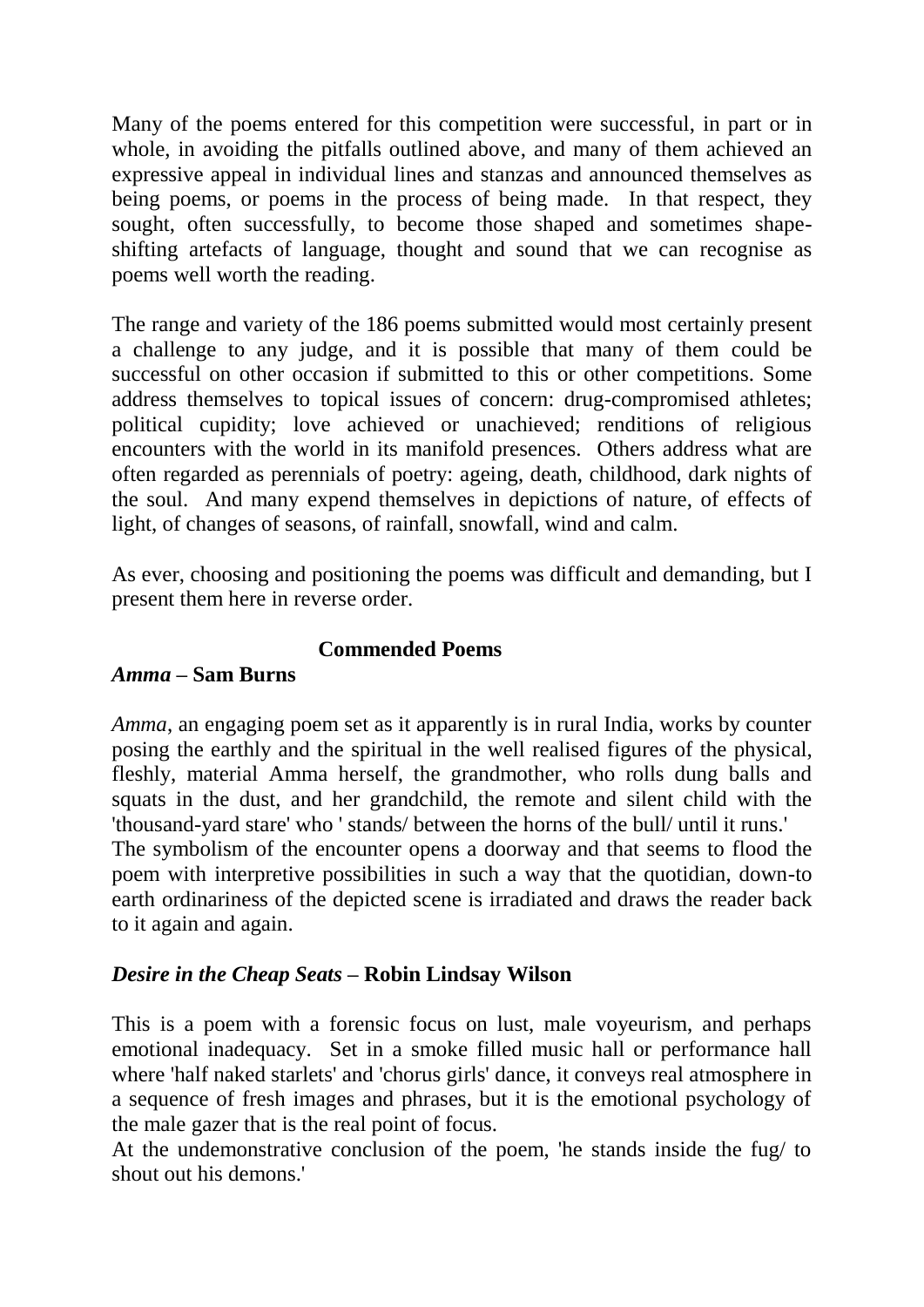Many of the poems entered for this competition were successful, in part or in whole, in avoiding the pitfalls outlined above, and many of them achieved an expressive appeal in individual lines and stanzas and announced themselves as being poems, or poems in the process of being made. In that respect, they sought, often successfully, to become those shaped and sometimes shape-shifting artefacts of language, thought and sound that we can recognise as poems well worth the reading.

The range and variety of the 186 poems submitted would most certainly present a challenge to any judge, and it is possible that many of them could be successful on other occasion if submitted to this or other competitions. Some address themselves to topical issues of concern: drug-compromised athletes; political cupidity; love achieved or unachieved; renditions of religious encounters with the world in its manifold presences. Others address what are often regarded as perennials of poetry: ageing, death, childhood, dark nights of the soul. And many expend themselves in depictions of nature, of effects of light, of changes of seasons, of rainfall, snowfall, wind and calm.

As ever, choosing and positioning the poems was difficult and demanding, but I present them here in reverse order.

## Commended Poems

### *Amma* – Sam Burns

*Amma*, an engaging poem set as it apparently is in rural India, works by counter posing the earthly and the spiritual in the well realised figures of the physical, fleshly, material Amma herself, the grandmother, who rolls dung balls and squats in the dust, and her grandchild, the remote and silent child with the 'thousand-yard stare' who ' stands/ between the horns of the bull/ until it runs.'
The symbolism of the encounter opens a doorway and that seems to flood the poem with interpretive possibilities in such a way that the quotidian, down-to earth ordinariness of the depicted scene is irradiated and draws the reader back to it again and again.

### *Desire in the Cheap Seats* – Robin Lindsay Wilson

This is a poem with a forensic focus on lust, male voyeurism, and perhaps emotional inadequacy. Set in a smoke filled music hall or performance hall where 'half naked starlets' and 'chorus girls' dance, it conveys real atmosphere in a sequence of fresh images and phrases, but it is the emotional psychology of the male gazer that is the real point of focus.
At the undemonstrative conclusion of the poem, 'he stands inside the fug/ to shout out his demons.'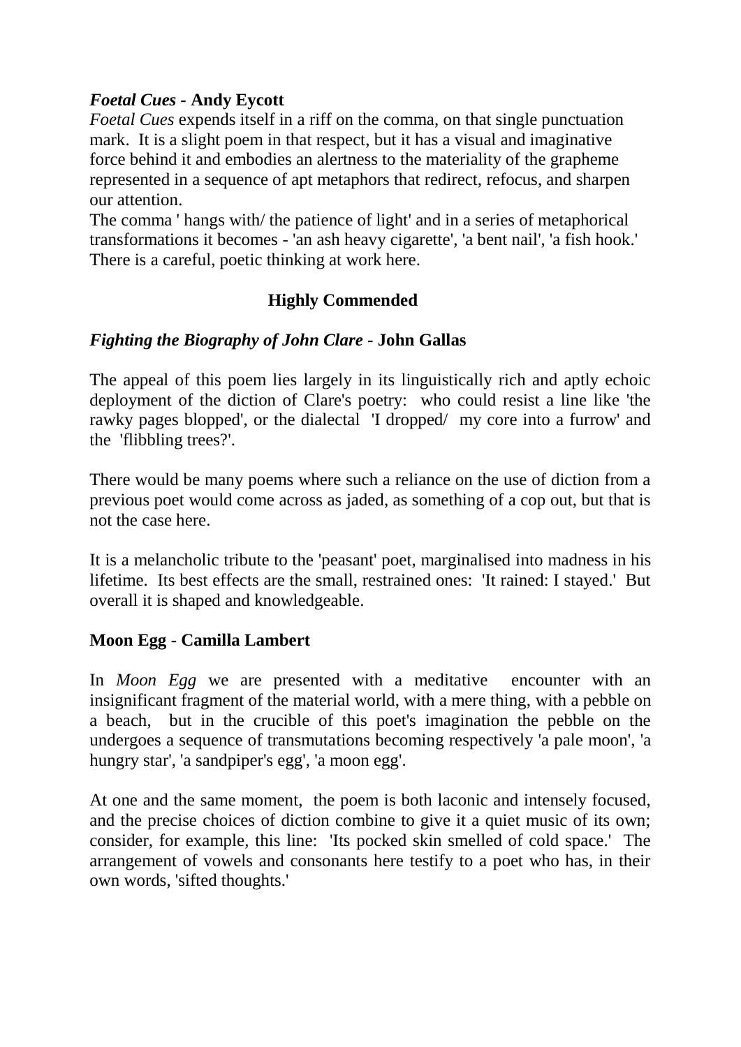***Foetal Cues* - Andy Eycott**

*Foetal Cues* expends itself in a riff on the comma, on that single punctuation mark. It is a slight poem in that respect, but it has a visual and imaginative force behind it and embodies an alertness to the materiality of the grapheme represented in a sequence of apt metaphors that redirect, refocus, and sharpen our attention.

The comma ' hangs with/ the patience of light' and in a series of metaphorical transformations it becomes - 'an ash heavy cigarette', 'a bent nail', 'a fish hook.' There is a careful, poetic thinking at work here.

## Highly Commended

***Fighting the Biography of John Clare* - John Gallas**

The appeal of this poem lies largely in its linguistically rich and aptly echoic deployment of the diction of Clare's poetry: who could resist a line like 'the rawky pages blopped', or the dialectal 'I dropped/ my core into a furrow' and the 'flibbling trees?'.

There would be many poems where such a reliance on the use of diction from a previous poet would come across as jaded, as something of a cop out, but that is not the case here.

It is a melancholic tribute to the 'peasant' poet, marginalised into madness in his lifetime. Its best effects are the small, restrained ones: 'It rained: I stayed.' But overall it is shaped and knowledgeable.

**Moon Egg - Camilla Lambert**

In *Moon Egg* we are presented with a meditative encounter with an insignificant fragment of the material world, with a mere thing, with a pebble on a beach, but in the crucible of this poet's imagination the pebble on the undergoes a sequence of transmutations becoming respectively 'a pale moon', 'a hungry star', 'a sandpiper's egg', 'a moon egg'.

At one and the same moment, the poem is both laconic and intensely focused, and the precise choices of diction combine to give it a quiet music of its own; consider, for example, this line: 'Its pocked skin smelled of cold space.' The arrangement of vowels and consonants here testify to a poet who has, in their own words, 'sifted thoughts.'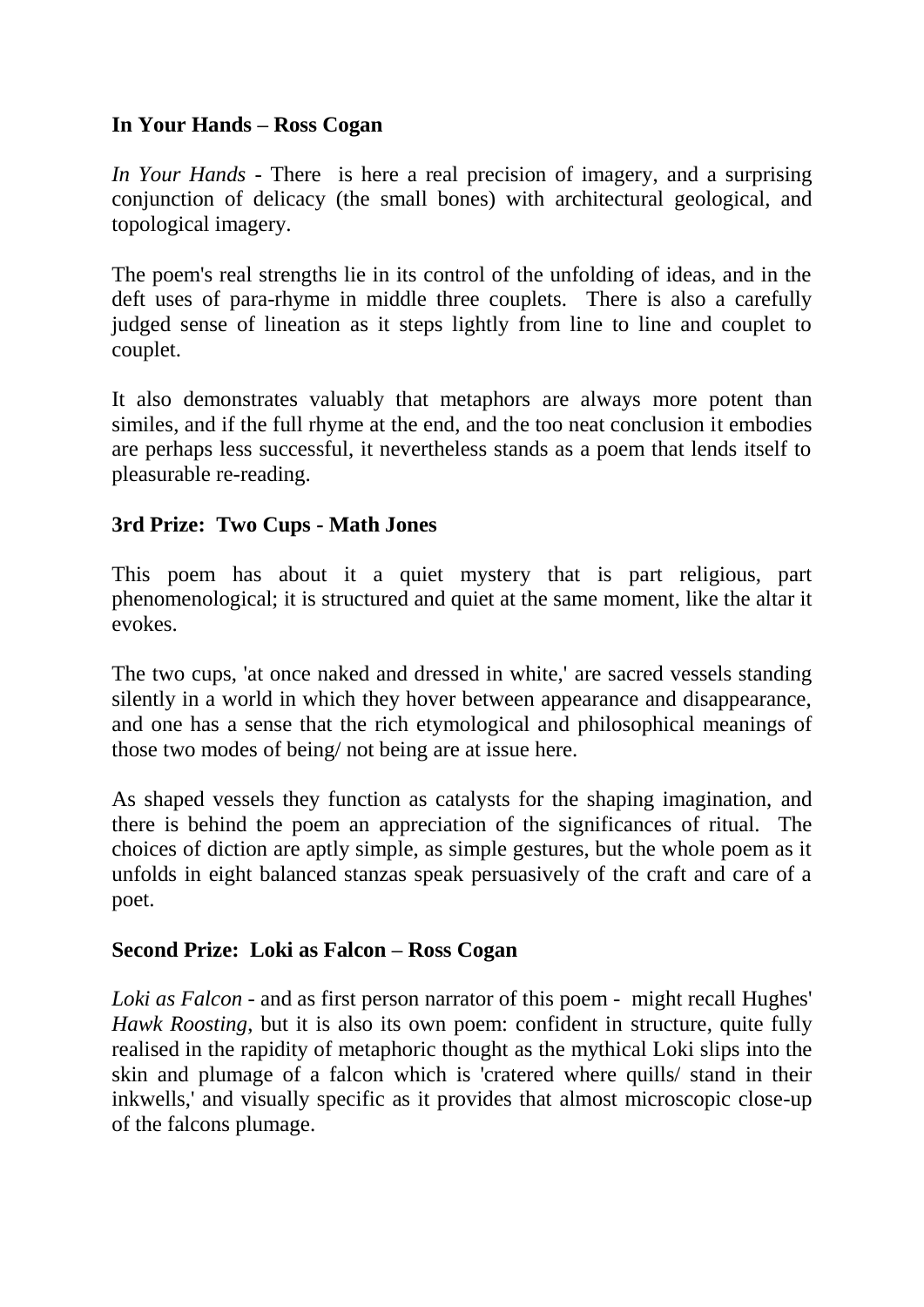**In Your Hands – Ross Cogan**

*In Your Hands* - There is here a real precision of imagery, and a surprising conjunction of delicacy (the small bones) with architectural geological, and topological imagery.

The poem's real strengths lie in its control of the unfolding of ideas, and in the deft uses of para-rhyme in middle three couplets. There is also a carefully judged sense of lineation as it steps lightly from line to line and couplet to couplet.

It also demonstrates valuably that metaphors are always more potent than similes, and if the full rhyme at the end, and the too neat conclusion it embodies are perhaps less successful, it nevertheless stands as a poem that lends itself to pleasurable re-reading.

**3rd Prize: Two Cups - Math Jones**

This poem has about it a quiet mystery that is part religious, part phenomenological; it is structured and quiet at the same moment, like the altar it evokes.

The two cups, 'at once naked and dressed in white,' are sacred vessels standing silently in a world in which they hover between appearance and disappearance, and one has a sense that the rich etymological and philosophical meanings of those two modes of being/ not being are at issue here.

As shaped vessels they function as catalysts for the shaping imagination, and there is behind the poem an appreciation of the significances of ritual. The choices of diction are aptly simple, as simple gestures, but the whole poem as it unfolds in eight balanced stanzas speak persuasively of the craft and care of a poet.

**Second Prize: Loki as Falcon – Ross Cogan**

*Loki as Falcon* - and as first person narrator of this poem - might recall Hughes' *Hawk Roosting*, but it is also its own poem: confident in structure, quite fully realised in the rapidity of metaphoric thought as the mythical Loki slips into the skin and plumage of a falcon which is 'cratered where quills/ stand in their inkwells,' and visually specific as it provides that almost microscopic close-up of the falcons plumage.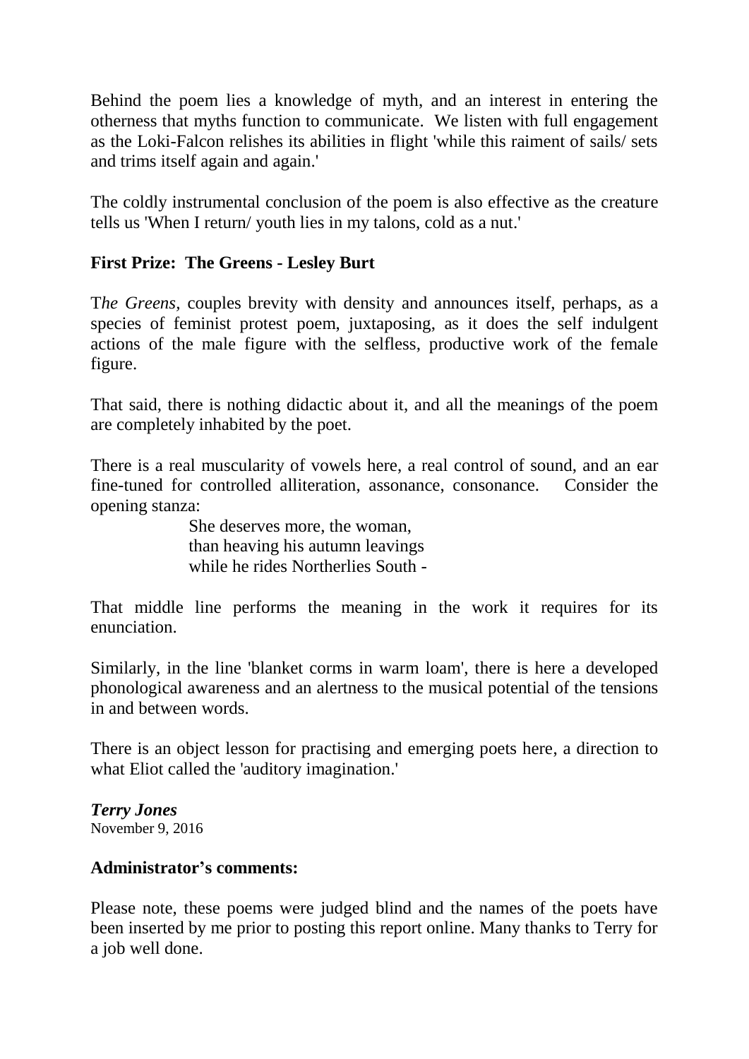Behind the poem lies a knowledge of myth, and an interest in entering the otherness that myths function to communicate. We listen with full engagement as the Loki-Falcon relishes its abilities in flight 'while this raiment of sails/ sets and trims itself again and again.'

The coldly instrumental conclusion of the poem is also effective as the creature tells us 'When I return/ youth lies in my talons, cold as a nut.'

**First Prize: The Greens - Lesley Burt**

T*he Greens,* couples brevity with density and announces itself, perhaps, as a species of feminist protest poem, juxtaposing, as it does the self indulgent actions of the male figure with the selfless, productive work of the female figure.

That said, there is nothing didactic about it, and all the meanings of the poem are completely inhabited by the poet.

There is a real muscularity of vowels here, a real control of sound, and an ear fine-tuned for controlled alliteration, assonance, consonance. Consider the opening stanza:

> She deserves more, the woman,
> than heaving his autumn leavings
> while he rides Northerlies South -

That middle line performs the meaning in the work it requires for its enunciation.

Similarly, in the line 'blanket corms in warm loam', there is here a developed phonological awareness and an alertness to the musical potential of the tensions in and between words.

There is an object lesson for practising and emerging poets here, a direction to what Eliot called the 'auditory imagination.'

***Terry Jones***
November 9, 2016

**Administrator's comments:**

Please note, these poems were judged blind and the names of the poets have been inserted by me prior to posting this report online. Many thanks to Terry for a job well done.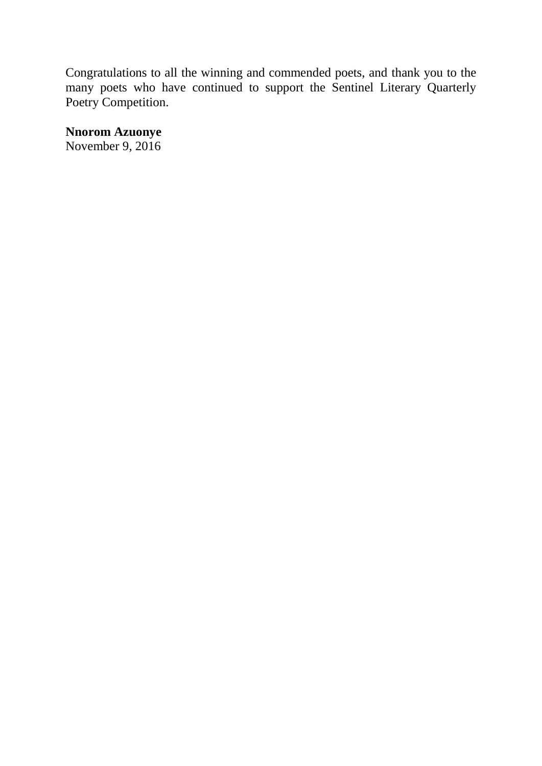Congratulations to all the winning and commended poets, and thank you to the many poets who have continued to support the Sentinel Literary Quarterly Poetry Competition.

**Nnorom Azuonye**
November 9, 2016